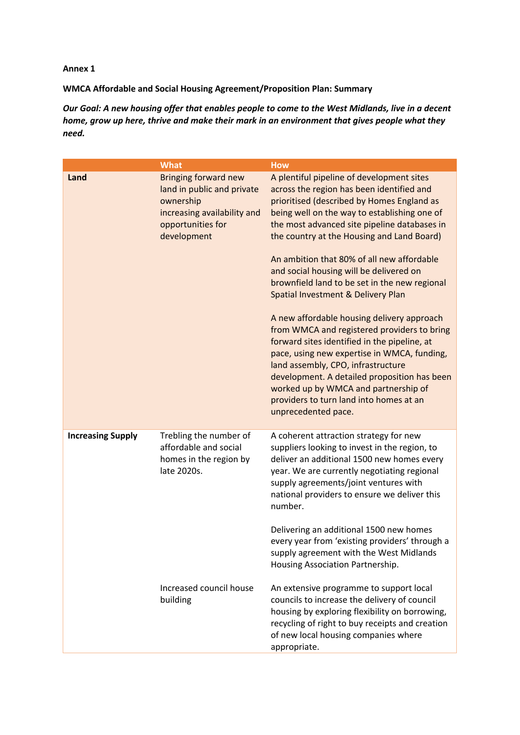**Annex 1**

**WMCA Affordable and Social Housing Agreement/Proposition Plan: Summary**

***Our Goal: A new housing offer that enables people to come to the West Midlands, live in a decent home, grow up here, thrive and make their mark in an environment that gives people what they need.***

| | What | How |
|---|---|---|
| **Land** | Bringing forward new land in public and private ownership increasing availability and opportunities for development | A plentiful pipeline of development sites across the region has been identified and prioritised (described by Homes England as being well on the way to establishing one of the most advanced site pipeline databases in the country at the Housing and Land Board)<br><br>An ambition that 80% of all new affordable and social housing will be delivered on brownfield land to be set in the new regional Spatial Investment & Delivery Plan<br><br>A new affordable housing delivery approach from WMCA and registered providers to bring forward sites identified in the pipeline, at pace, using new expertise in WMCA, funding, land assembly, CPO, infrastructure development. A detailed proposition has been worked up by WMCA and partnership of providers to turn land into homes at an unprecedented pace. |
| **Increasing Supply** | Trebling the number of affordable and social homes in the region by late 2020s. | A coherent attraction strategy for new suppliers looking to invest in the region, to deliver an additional 1500 new homes every year. We are currently negotiating regional supply agreements/joint ventures with national providers to ensure we deliver this number.<br><br>Delivering an additional 1500 new homes every year from 'existing providers' through a supply agreement with the West Midlands Housing Association Partnership. |
| | Increased council house building | An extensive programme to support local councils to increase the delivery of council housing by exploring flexibility on borrowing, recycling of right to buy receipts and creation of new local housing companies where appropriate. |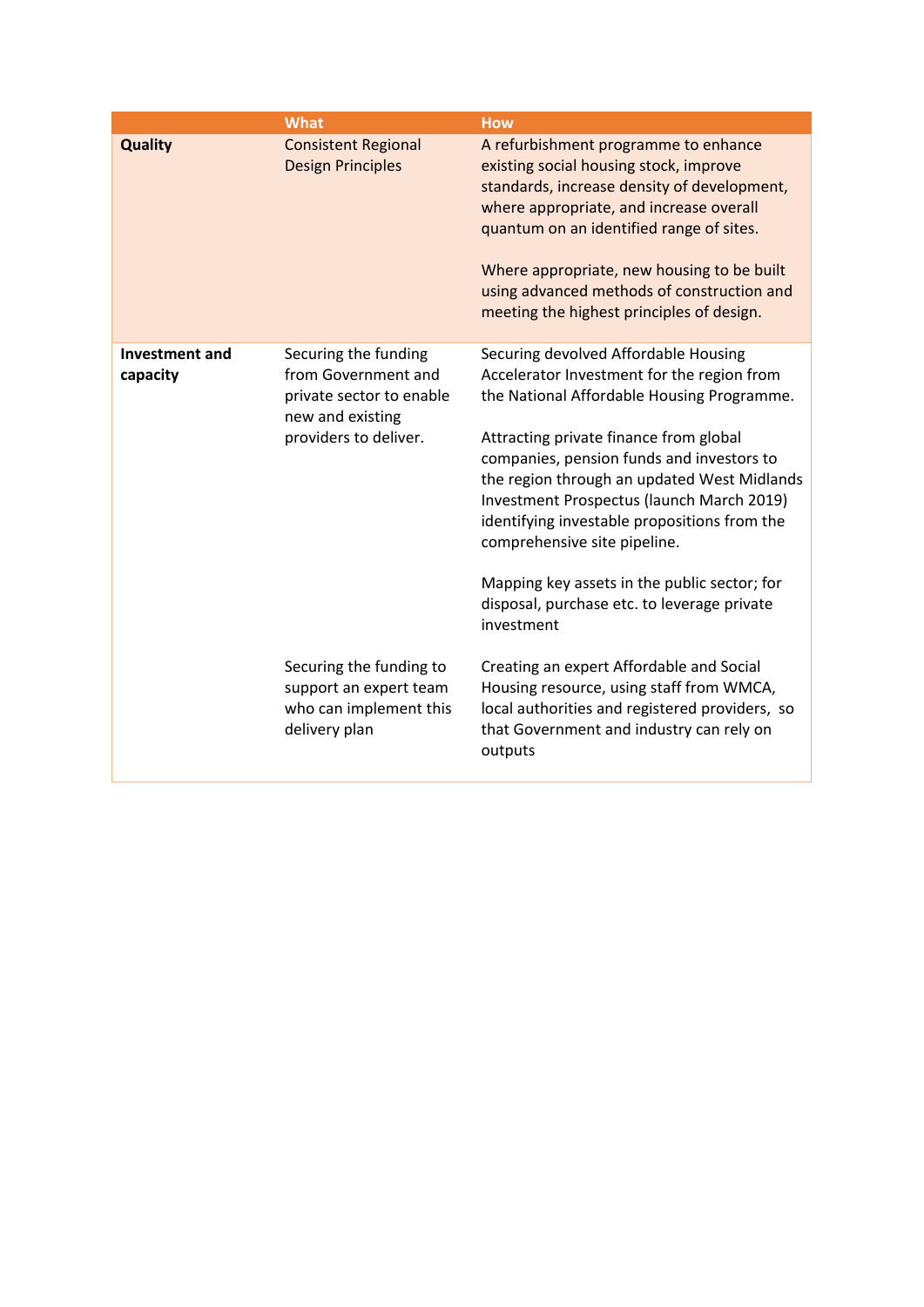| | What | How |
|---|---|---|
| **Quality** | Consistent Regional Design Principles | A refurbishment programme to enhance existing social housing stock, improve standards, increase density of development, where appropriate, and increase overall quantum on an identified range of sites.<br><br>Where appropriate, new housing to be built using advanced methods of construction and meeting the highest principles of design. |
| **Investment and capacity** | Securing the funding from Government and private sector to enable new and existing providers to deliver. | Securing devolved Affordable Housing Accelerator Investment for the region from the National Affordable Housing Programme.<br><br>Attracting private finance from global companies, pension funds and investors to the region through an updated West Midlands Investment Prospectus (launch March 2019) identifying investable propositions from the comprehensive site pipeline.<br><br>Mapping key assets in the public sector; for disposal, purchase etc. to leverage private investment |
| | Securing the funding to support an expert team who can implement this delivery plan | Creating an expert Affordable and Social Housing resource, using staff from WMCA, local authorities and registered providers, so that Government and industry can rely on outputs |